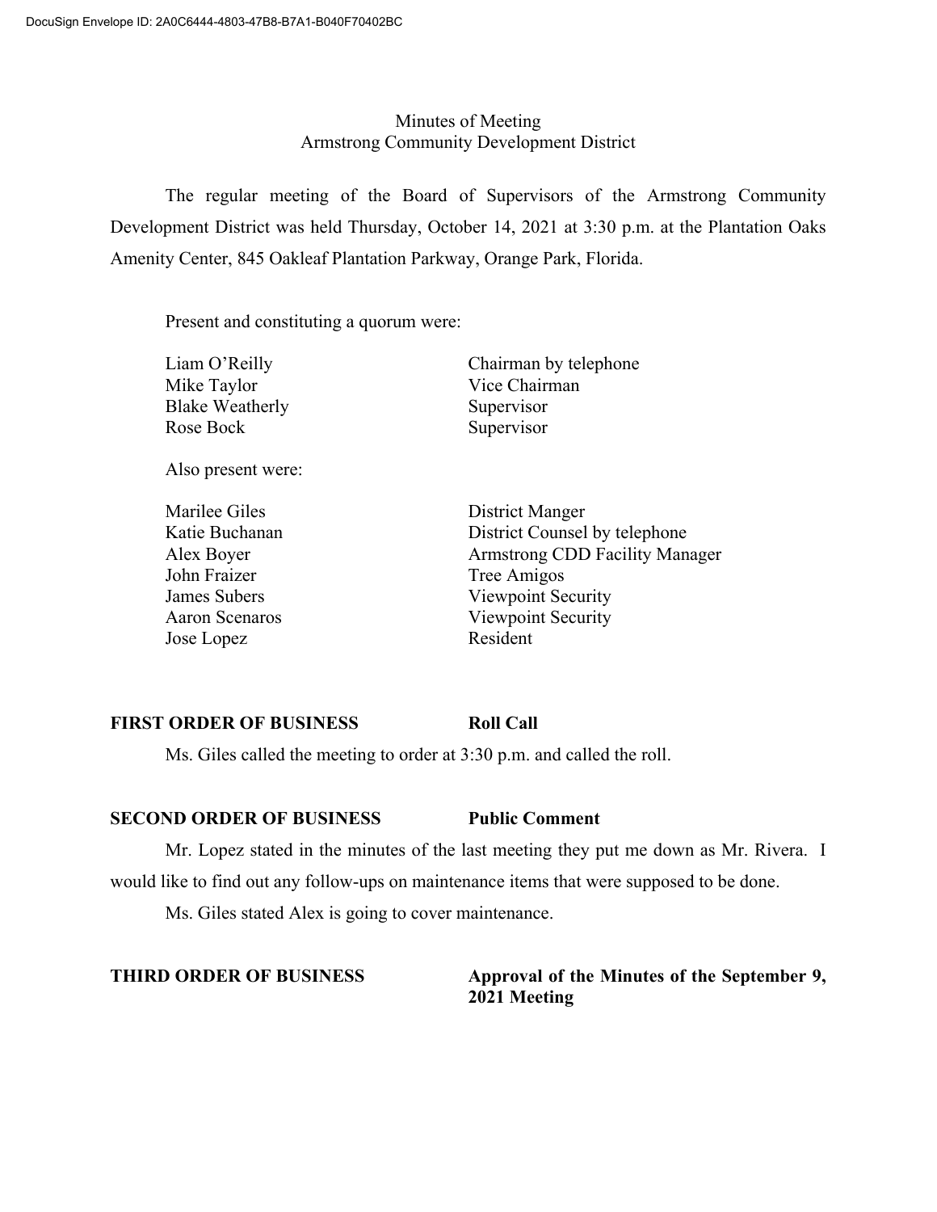Minutes of Meeting
Armstrong Community Development District

The regular meeting of the Board of Supervisors of the Armstrong Community Development District was held Thursday, October 14, 2021 at 3:30 p.m. at the Plantation Oaks Amenity Center, 845 Oakleaf Plantation Parkway, Orange Park, Florida.

Present and constituting a quorum were:

| | |
|---|---|
| Liam O'Reilly | Chairman by telephone |
| Mike Taylor | Vice Chairman |
| Blake Weatherly | Supervisor |
| Rose Bock | Supervisor |

Also present were:

| | |
|---|---|
| Marilee Giles | District Manger |
| Katie Buchanan | District Counsel by telephone |
| Alex Boyer | Armstrong CDD Facility Manager |
| John Fraizer | Tree Amigos |
| James Subers | Viewpoint Security |
| Aaron Scenaros | Viewpoint Security |
| Jose Lopez | Resident |

**FIRST ORDER OF BUSINESS** **Roll Call**

Ms. Giles called the meeting to order at 3:30 p.m. and called the roll.

**SECOND ORDER OF BUSINESS** **Public Comment**

Mr. Lopez stated in the minutes of the last meeting they put me down as Mr. Rivera. I would like to find out any follow-ups on maintenance items that were supposed to be done.

Ms. Giles stated Alex is going to cover maintenance.

**THIRD ORDER OF BUSINESS** **Approval of the Minutes of the September 9, 2021 Meeting**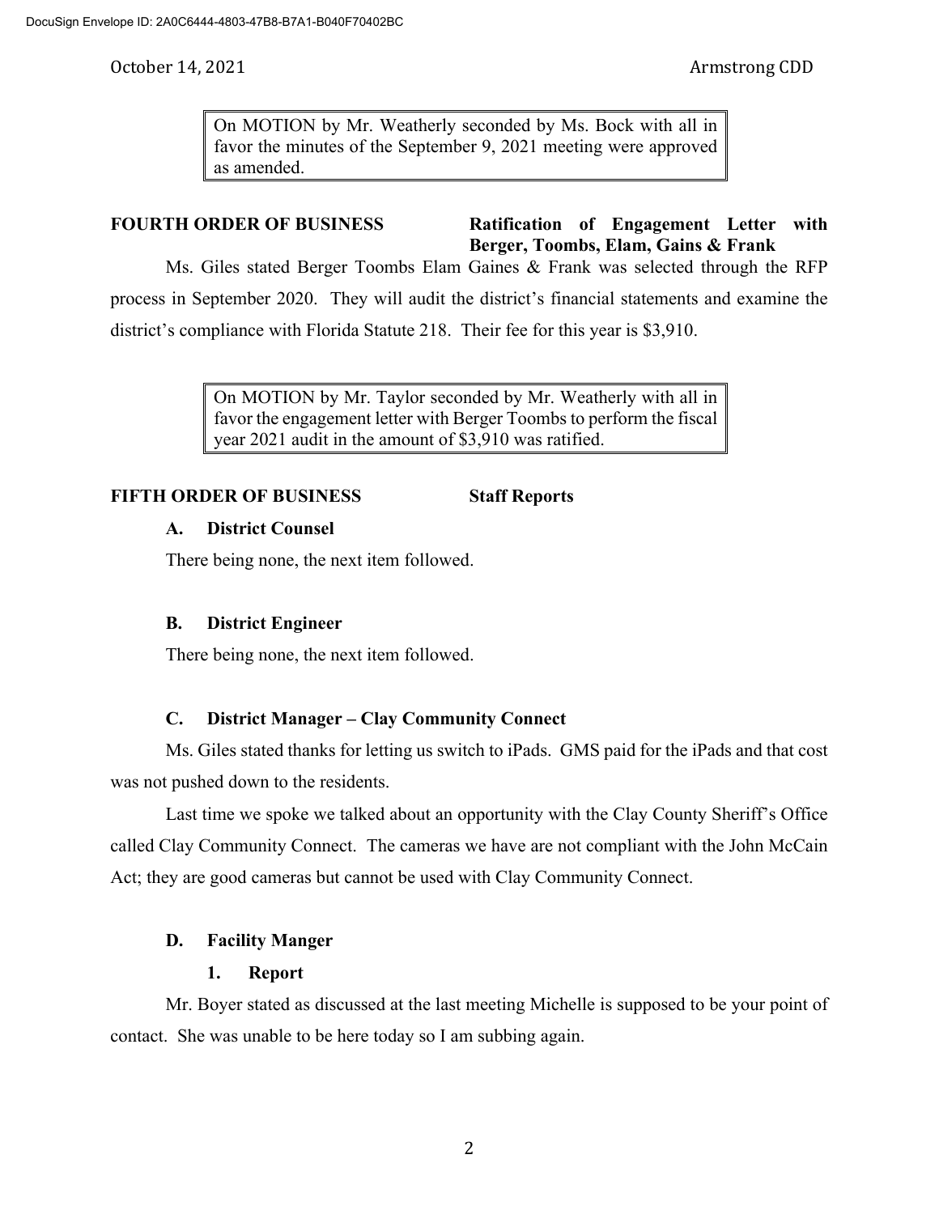On MOTION by Mr. Weatherly seconded by Ms. Bock with all in favor the minutes of the September 9, 2021 meeting were approved as amended.

**FOURTH ORDER OF BUSINESS** **Ratification of Engagement Letter with Berger, Toombs, Elam, Gains & Frank**

Ms. Giles stated Berger Toombs Elam Gaines & Frank was selected through the RFP process in September 2020. They will audit the district's financial statements and examine the district's compliance with Florida Statute 218. Their fee for this year is $3,910.

On MOTION by Mr. Taylor seconded by Mr. Weatherly with all in favor the engagement letter with Berger Toombs to perform the fiscal year 2021 audit in the amount of $3,910 was ratified.

**FIFTH ORDER OF BUSINESS** **Staff Reports**

**A. District Counsel**

There being none, the next item followed.

**B. District Engineer**

There being none, the next item followed.

**C. District Manager – Clay Community Connect**

Ms. Giles stated thanks for letting us switch to iPads. GMS paid for the iPads and that cost was not pushed down to the residents.

Last time we spoke we talked about an opportunity with the Clay County Sheriff's Office called Clay Community Connect. The cameras we have are not compliant with the John McCain Act; they are good cameras but cannot be used with Clay Community Connect.

**D. Facility Manger**

**1. Report**

Mr. Boyer stated as discussed at the last meeting Michelle is supposed to be your point of contact. She was unable to be here today so I am subbing again.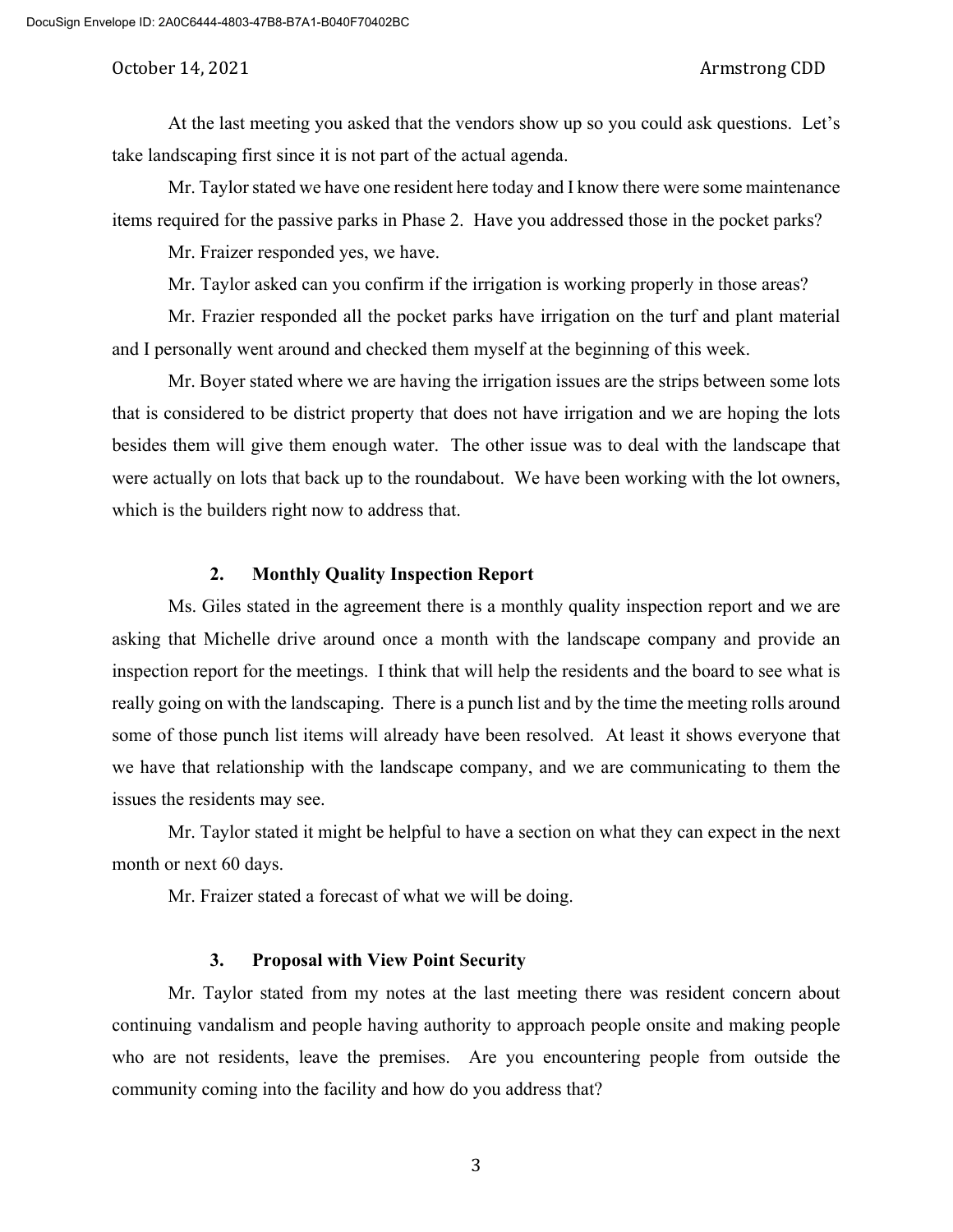At the last meeting you asked that the vendors show up so you could ask questions. Let's take landscaping first since it is not part of the actual agenda.

Mr. Taylor stated we have one resident here today and I know there were some maintenance items required for the passive parks in Phase 2. Have you addressed those in the pocket parks?

Mr. Fraizer responded yes, we have.

Mr. Taylor asked can you confirm if the irrigation is working properly in those areas?

Mr. Frazier responded all the pocket parks have irrigation on the turf and plant material and I personally went around and checked them myself at the beginning of this week.

Mr. Boyer stated where we are having the irrigation issues are the strips between some lots that is considered to be district property that does not have irrigation and we are hoping the lots besides them will give them enough water. The other issue was to deal with the landscape that were actually on lots that back up to the roundabout. We have been working with the lot owners, which is the builders right now to address that.

### 2. Monthly Quality Inspection Report

Ms. Giles stated in the agreement there is a monthly quality inspection report and we are asking that Michelle drive around once a month with the landscape company and provide an inspection report for the meetings. I think that will help the residents and the board to see what is really going on with the landscaping. There is a punch list and by the time the meeting rolls around some of those punch list items will already have been resolved. At least it shows everyone that we have that relationship with the landscape company, and we are communicating to them the issues the residents may see.

Mr. Taylor stated it might be helpful to have a section on what they can expect in the next month or next 60 days.

Mr. Fraizer stated a forecast of what we will be doing.

### 3. Proposal with View Point Security

Mr. Taylor stated from my notes at the last meeting there was resident concern about continuing vandalism and people having authority to approach people onsite and making people who are not residents, leave the premises. Are you encountering people from outside the community coming into the facility and how do you address that?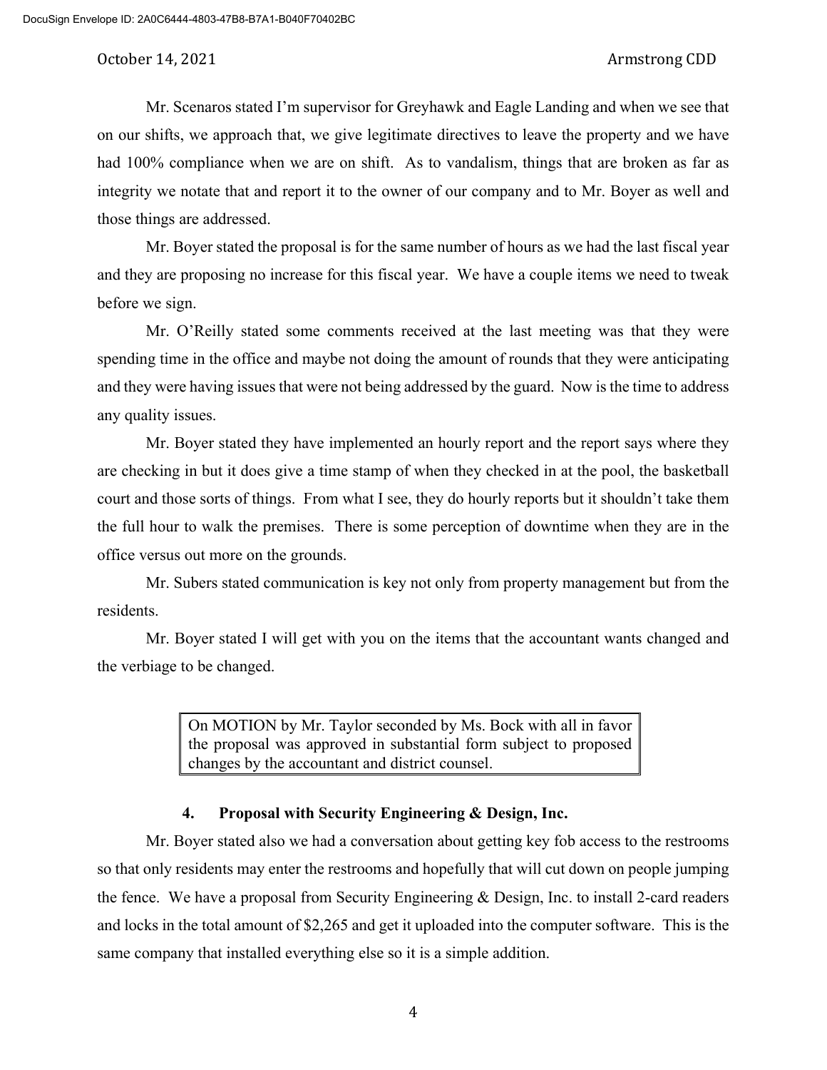Mr. Scenaros stated I'm supervisor for Greyhawk and Eagle Landing and when we see that on our shifts, we approach that, we give legitimate directives to leave the property and we have had 100% compliance when we are on shift. As to vandalism, things that are broken as far as integrity we notate that and report it to the owner of our company and to Mr. Boyer as well and those things are addressed.

Mr. Boyer stated the proposal is for the same number of hours as we had the last fiscal year and they are proposing no increase for this fiscal year. We have a couple items we need to tweak before we sign.

Mr. O'Reilly stated some comments received at the last meeting was that they were spending time in the office and maybe not doing the amount of rounds that they were anticipating and they were having issues that were not being addressed by the guard. Now is the time to address any quality issues.

Mr. Boyer stated they have implemented an hourly report and the report says where they are checking in but it does give a time stamp of when they checked in at the pool, the basketball court and those sorts of things. From what I see, they do hourly reports but it shouldn't take them the full hour to walk the premises. There is some perception of downtime when they are in the office versus out more on the grounds.

Mr. Subers stated communication is key not only from property management but from the residents.

Mr. Boyer stated I will get with you on the items that the accountant wants changed and the verbiage to be changed.

> On MOTION by Mr. Taylor seconded by Ms. Bock with all in favor the proposal was approved in substantial form subject to proposed changes by the accountant and district counsel.

### 4. Proposal with Security Engineering & Design, Inc.

Mr. Boyer stated also we had a conversation about getting key fob access to the restrooms so that only residents may enter the restrooms and hopefully that will cut down on people jumping the fence. We have a proposal from Security Engineering & Design, Inc. to install 2-card readers and locks in the total amount of $2,265 and get it uploaded into the computer software. This is the same company that installed everything else so it is a simple addition.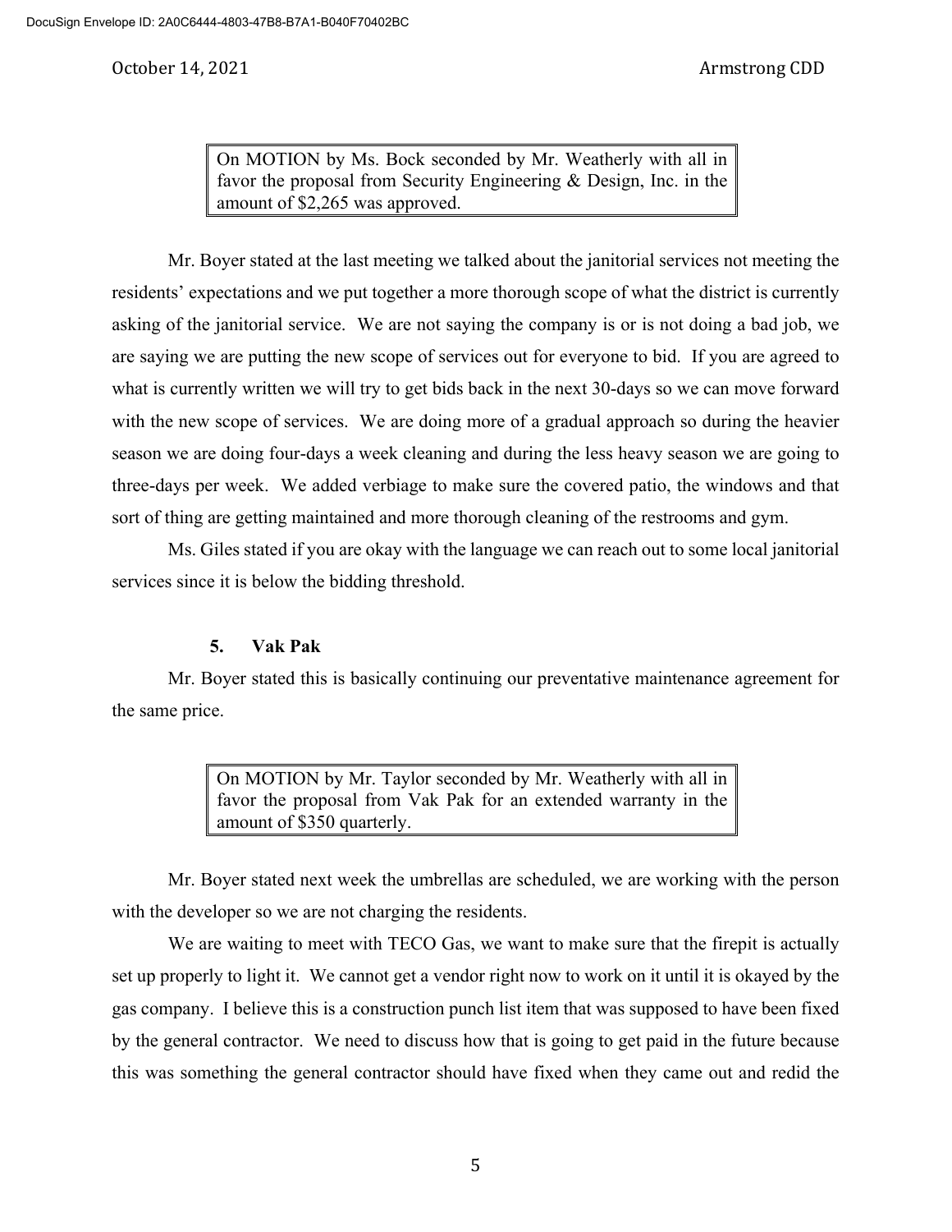> On MOTION by Ms. Bock seconded by Mr. Weatherly with all in favor the proposal from Security Engineering & Design, Inc. in the amount of $2,265 was approved.

Mr. Boyer stated at the last meeting we talked about the janitorial services not meeting the residents' expectations and we put together a more thorough scope of what the district is currently asking of the janitorial service. We are not saying the company is or is not doing a bad job, we are saying we are putting the new scope of services out for everyone to bid. If you are agreed to what is currently written we will try to get bids back in the next 30-days so we can move forward with the new scope of services. We are doing more of a gradual approach so during the heavier season we are doing four-days a week cleaning and during the less heavy season we are going to three-days per week. We added verbiage to make sure the covered patio, the windows and that sort of thing are getting maintained and more thorough cleaning of the restrooms and gym.

Ms. Giles stated if you are okay with the language we can reach out to some local janitorial services since it is below the bidding threshold.

**5. Vak Pak**

Mr. Boyer stated this is basically continuing our preventative maintenance agreement for the same price.

> On MOTION by Mr. Taylor seconded by Mr. Weatherly with all in favor the proposal from Vak Pak for an extended warranty in the amount of $350 quarterly.

Mr. Boyer stated next week the umbrellas are scheduled, we are working with the person with the developer so we are not charging the residents.

We are waiting to meet with TECO Gas, we want to make sure that the firepit is actually set up properly to light it. We cannot get a vendor right now to work on it until it is okayed by the gas company. I believe this is a construction punch list item that was supposed to have been fixed by the general contractor. We need to discuss how that is going to get paid in the future because this was something the general contractor should have fixed when they came out and redid the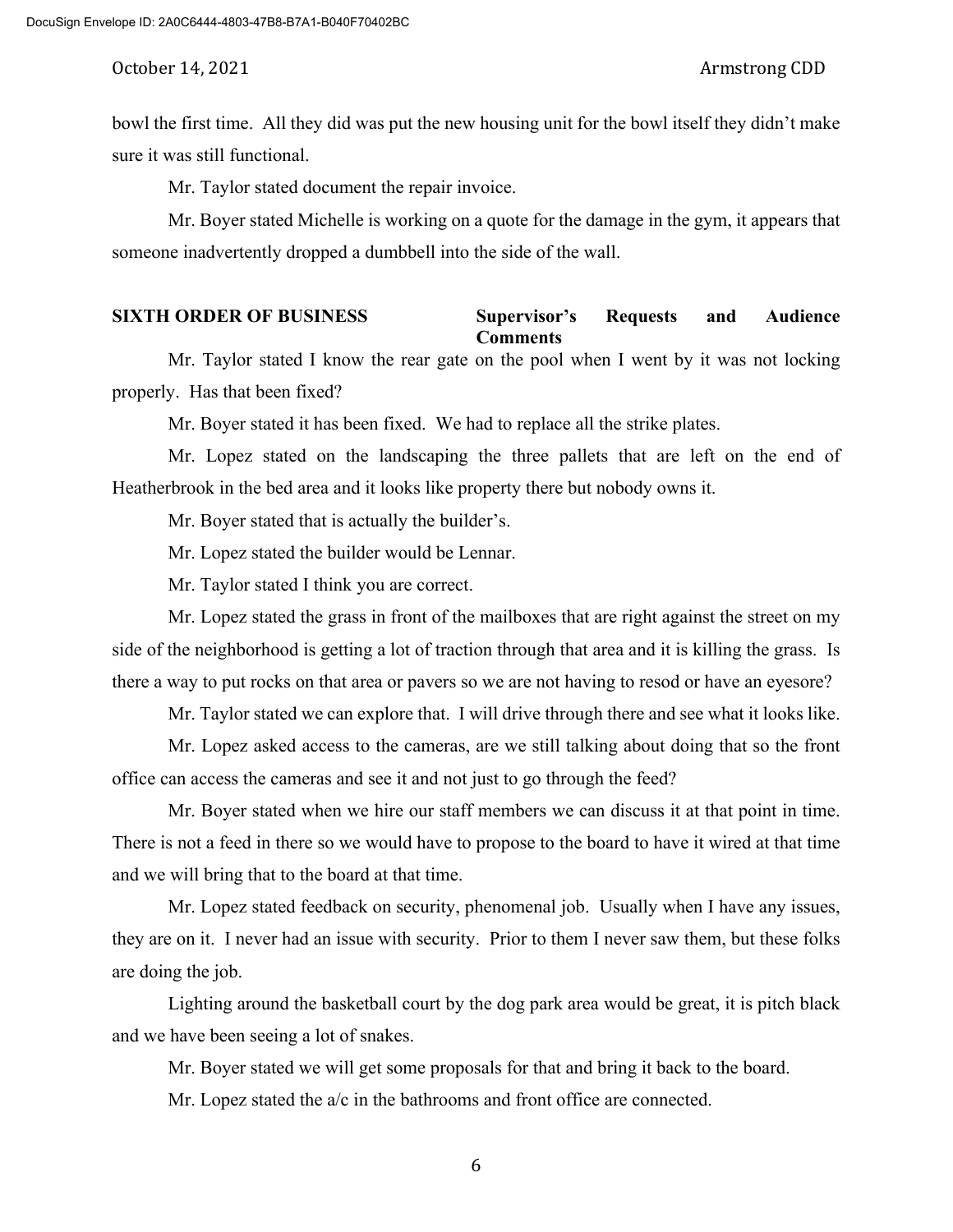bowl the first time. All they did was put the new housing unit for the bowl itself they didn't make sure it was still functional.

Mr. Taylor stated document the repair invoice.

Mr. Boyer stated Michelle is working on a quote for the damage in the gym, it appears that someone inadvertently dropped a dumbbell into the side of the wall.

**SIXTH ORDER OF BUSINESS** **Supervisor's Requests and Audience Comments**

Mr. Taylor stated I know the rear gate on the pool when I went by it was not locking properly. Has that been fixed?

Mr. Boyer stated it has been fixed. We had to replace all the strike plates.

Mr. Lopez stated on the landscaping the three pallets that are left on the end of Heatherbrook in the bed area and it looks like property there but nobody owns it.

Mr. Boyer stated that is actually the builder's.

Mr. Lopez stated the builder would be Lennar.

Mr. Taylor stated I think you are correct.

Mr. Lopez stated the grass in front of the mailboxes that are right against the street on my side of the neighborhood is getting a lot of traction through that area and it is killing the grass. Is there a way to put rocks on that area or pavers so we are not having to resod or have an eyesore?

Mr. Taylor stated we can explore that. I will drive through there and see what it looks like.

Mr. Lopez asked access to the cameras, are we still talking about doing that so the front office can access the cameras and see it and not just to go through the feed?

Mr. Boyer stated when we hire our staff members we can discuss it at that point in time. There is not a feed in there so we would have to propose to the board to have it wired at that time and we will bring that to the board at that time.

Mr. Lopez stated feedback on security, phenomenal job. Usually when I have any issues, they are on it. I never had an issue with security. Prior to them I never saw them, but these folks are doing the job.

Lighting around the basketball court by the dog park area would be great, it is pitch black and we have been seeing a lot of snakes.

Mr. Boyer stated we will get some proposals for that and bring it back to the board.

Mr. Lopez stated the a/c in the bathrooms and front office are connected.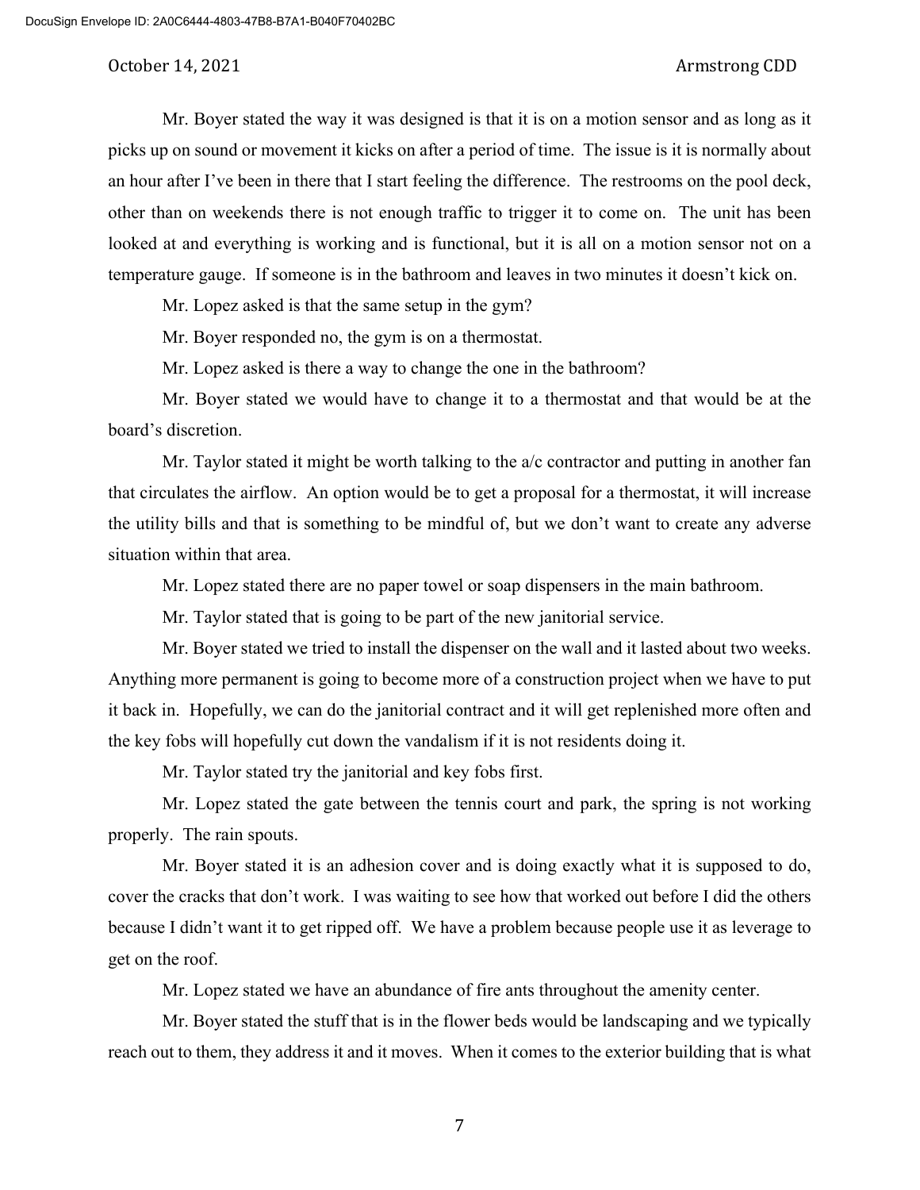Mr. Boyer stated the way it was designed is that it is on a motion sensor and as long as it picks up on sound or movement it kicks on after a period of time. The issue is it is normally about an hour after I've been in there that I start feeling the difference. The restrooms on the pool deck, other than on weekends there is not enough traffic to trigger it to come on. The unit has been looked at and everything is working and is functional, but it is all on a motion sensor not on a temperature gauge. If someone is in the bathroom and leaves in two minutes it doesn't kick on.

Mr. Lopez asked is that the same setup in the gym?

Mr. Boyer responded no, the gym is on a thermostat.

Mr. Lopez asked is there a way to change the one in the bathroom?

Mr. Boyer stated we would have to change it to a thermostat and that would be at the board's discretion.

Mr. Taylor stated it might be worth talking to the a/c contractor and putting in another fan that circulates the airflow. An option would be to get a proposal for a thermostat, it will increase the utility bills and that is something to be mindful of, but we don't want to create any adverse situation within that area.

Mr. Lopez stated there are no paper towel or soap dispensers in the main bathroom.

Mr. Taylor stated that is going to be part of the new janitorial service.

Mr. Boyer stated we tried to install the dispenser on the wall and it lasted about two weeks. Anything more permanent is going to become more of a construction project when we have to put it back in. Hopefully, we can do the janitorial contract and it will get replenished more often and the key fobs will hopefully cut down the vandalism if it is not residents doing it.

Mr. Taylor stated try the janitorial and key fobs first.

Mr. Lopez stated the gate between the tennis court and park, the spring is not working properly. The rain spouts.

Mr. Boyer stated it is an adhesion cover and is doing exactly what it is supposed to do, cover the cracks that don't work. I was waiting to see how that worked out before I did the others because I didn't want it to get ripped off. We have a problem because people use it as leverage to get on the roof.

Mr. Lopez stated we have an abundance of fire ants throughout the amenity center.

Mr. Boyer stated the stuff that is in the flower beds would be landscaping and we typically reach out to them, they address it and it moves. When it comes to the exterior building that is what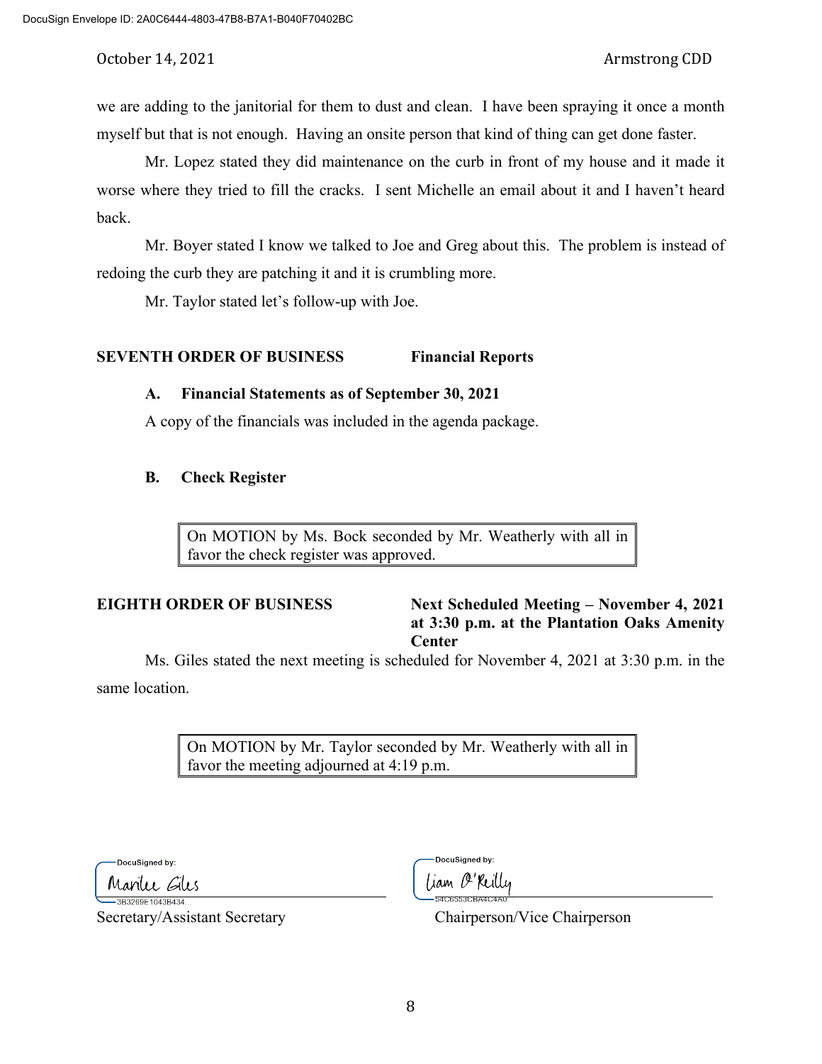we are adding to the janitorial for them to dust and clean. I have been spraying it once a month myself but that is not enough. Having an onsite person that kind of thing can get done faster.

Mr. Lopez stated they did maintenance on the curb in front of my house and it made it worse where they tried to fill the cracks. I sent Michelle an email about it and I haven't heard back.

Mr. Boyer stated I know we talked to Joe and Greg about this. The problem is instead of redoing the curb they are patching it and it is crumbling more.

Mr. Taylor stated let's follow-up with Joe.

**SEVENTH ORDER OF BUSINESS Financial Reports**

**A. Financial Statements as of September 30, 2021**

A copy of the financials was included in the agenda package.

**B. Check Register**

> On MOTION by Ms. Bock seconded by Mr. Weatherly with all in favor the check register was approved.

**EIGHTH ORDER OF BUSINESS Next Scheduled Meeting – November 4, 2021 at 3:30 p.m. at the Plantation Oaks Amenity Center**

Ms. Giles stated the next meeting is scheduled for November 4, 2021 at 3:30 p.m. in the same location.

> On MOTION by Mr. Taylor seconded by Mr. Weatherly with all in favor the meeting adjourned at 4:19 p.m.

DocuSigned by:
Marilee Giles
3B3269E1043B434...
Secretary/Assistant Secretary

DocuSigned by:
Liam O'Reilly
54C6553CBA4C4A0...
Chairperson/Vice Chairperson